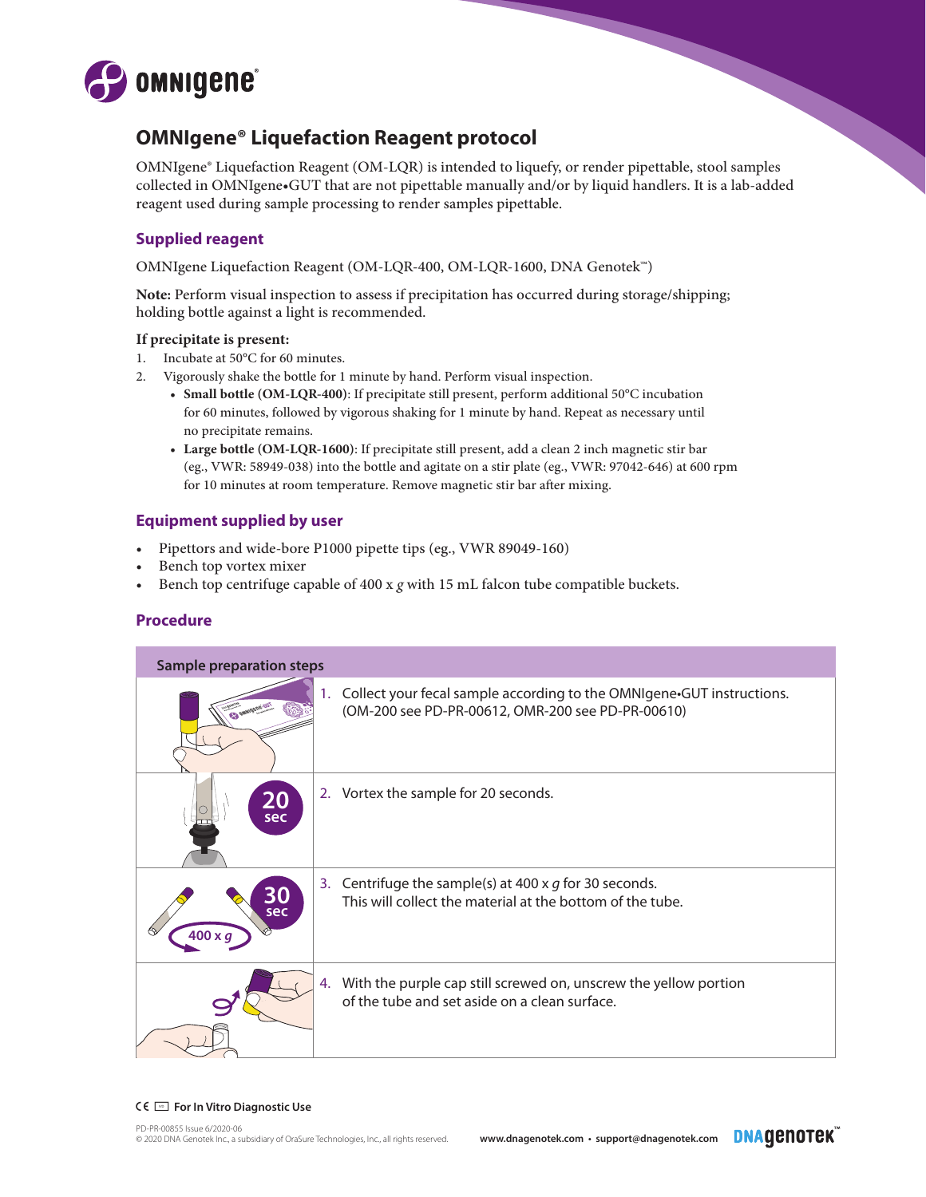# OMNIgene® Liquefaction Reagent protocol

OMNIgene® Liquefaction Reagent (OM-LQR) is intended to liquefy, or render pipettable, stool samples collected in OMNIgene•GUT that are not pipettable manually and/or by liquid handlers. It is a lab-added reagent used during sample processing to render samples pipettable.

## Supplied reagent

OMNIgene Liquefaction Reagent (OM-LQR-400, OM-LQR-1600, DNA Genotek™)

**Note:** Perform visual inspection to assess if precipitation has occurred during storage/shipping; holding bottle against a light is recommended.

**If precipitate is present:**

1. Incubate at 50°C for 60 minutes.
2. Vigorously shake the bottle for 1 minute by hand. Perform visual inspection.
   - **Small bottle (OM-LQR-400)**: If precipitate still present, perform additional 50°C incubation for 60 minutes, followed by vigorous shaking for 1 minute by hand. Repeat as necessary until no precipitate remains.
   - **Large bottle (OM-LQR-1600)**: If precipitate still present, add a clean 2 inch magnetic stir bar (eg., VWR: 58949-038) into the bottle and agitate on a stir plate (eg., VWR: 97042-646) at 600 rpm for 10 minutes at room temperature. Remove magnetic stir bar after mixing.

## Equipment supplied by user

- Pipettors and wide-bore P1000 pipette tips (eg., VWR 89049-160)
- Bench top vortex mixer
- Bench top centrifuge capable of 400 x *g* with 15 mL falcon tube compatible buckets.

## Procedure

| Sample preparation steps | |
|---|---|
| | 1. Collect your fecal sample according to the OMNIgene•GUT instructions. (OM-200 see PD-PR-00612, OMR-200 see PD-PR-00610) |
| 20 sec | 2. Vortex the sample for 20 seconds. |
| 30 sec, 400 x *g* | 3. Centrifuge the sample(s) at 400 x *g* for 30 seconds. This will collect the material at the bottom of the tube. |
| | 4. With the purple cap still screwed on, unscrew the yellow portion of the tube and set aside on a clean surface. |

CE IVD **For In Vitro Diagnostic Use**

PD-PR-00855 Issue 6/2020-06
© 2020 DNA Genotek Inc., a subsidiary of OraSure Technologies, Inc., all rights reserved.

www.dnagenotek.com • support@dnagenotek.com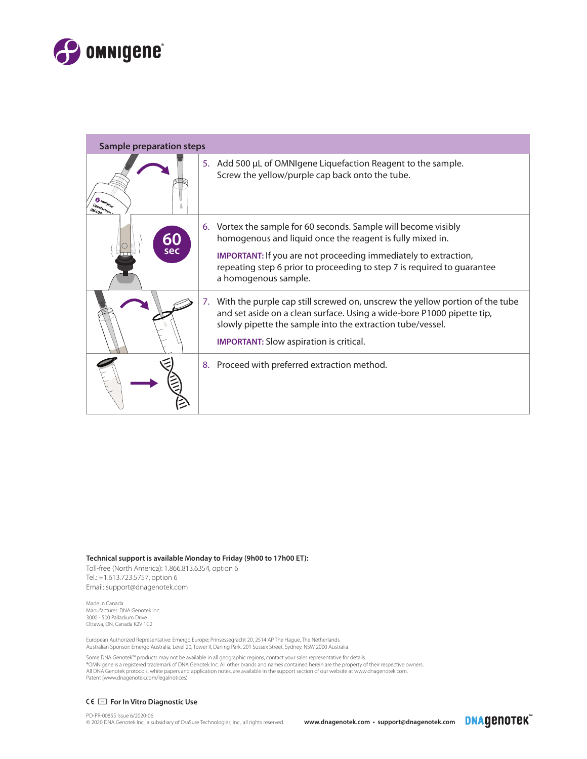## Sample preparation steps

5. Add 500 µL of OMNIgene Liquefaction Reagent to the sample. Screw the yellow/purple cap back onto the tube.

6. Vortex the sample for 60 seconds. Sample will become visibly homogenous and liquid once the reagent is fully mixed in.

   **IMPORTANT:** If you are not proceeding immediately to extraction, repeating step 6 prior to proceeding to step 7 is required to guarantee a homogenous sample.

7. With the purple cap still screwed on, unscrew the yellow portion of the tube and set aside on a clean surface. Using a wide-bore P1000 pipette tip, slowly pipette the sample into the extraction tube/vessel.

   **IMPORTANT:** Slow aspiration is critical.

8. Proceed with preferred extraction method.

**Technical support is available Monday to Friday (9h00 to 17h00 ET):**
Toll-free (North America): 1.866.813.6354, option 6
Tel.: +1.613.723.5757, option 6
Email: support@dnagenotek.com

Made in Canada
Manufacturer: DNA Genotek Inc.
3000 - 500 Palladium Drive
Ottawa, ON, Canada K2V 1C2

European Authorized Representative: Emergo Europe; Prinsessegracht 20, 2514 AP The Hague, The Netherlands
Australian Sponsor: Emergo Australia, Level 20, Tower II, Darling Park, 201 Sussex Street, Sydney, NSW 2000 Australia

Some DNA Genotek™ products may not be available in all geographic regions, contact your sales representative for details.
®OMNIgene is a registered trademark of DNA Genotek Inc. All other brands and names contained herein are the property of their respective owners.
All DNA Genotek protocols, white papers and application notes, are available in the support section of our website at www.dnagenotek.com.
Patent (www.dnagenotek.com/legalnotices)

CE IVD **For In Vitro Diagnostic Use**

PD-PR-00855 Issue 6/2020-06
© 2020 DNA Genotek Inc., a subsidiary of OraSure Technologies, Inc., all rights reserved.

**www.dnagenotek.com • support@dnagenotek.com**